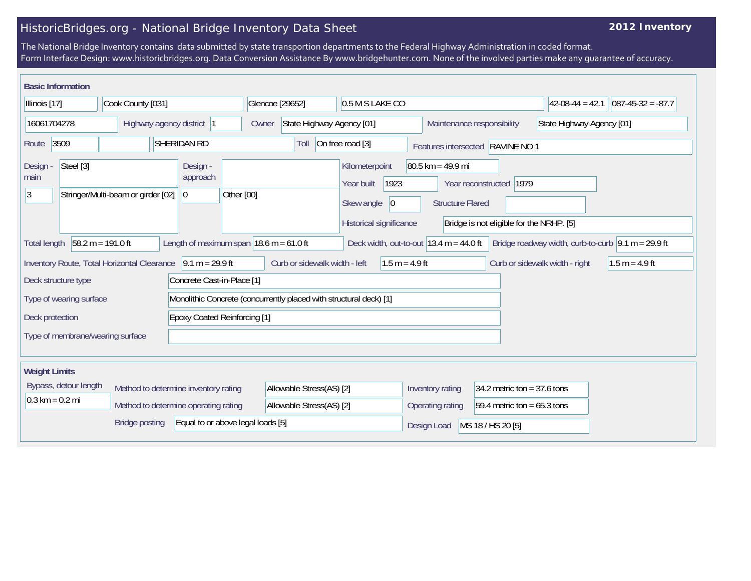# HistoricBridges.org - National Bridge Inventory Data Sheet

**2012 Inventory**

The National Bridge Inventory contains data submitted by state transportion departments to the Federal Highway Administration in coded format.
Form Interface Design: www.historicbridges.org. Data Conversion Assistance By www.bridgehunter.com. None of the involved parties make any guarantee of accuracy.

## Basic Information

| | | | | | |
|---|---|---|---|---|---|
| Illinois [17] | Cook County [031] | Glencoe [29652] | 0.5 M S LAKE CO | 42-08-44 = 42.1 | 087-45-32 = -87.7 |

16061704278 | Highway agency district: 1 | Owner: State Highway Agency [01] | Maintenance responsibility: State Highway Agency [01]

Route: 3509 | SHERIDAN RD | Toll: On free road [3] | Features intersected: RAVINE NO 1

Design - main: Steel [3]; 3 Stringer/Multi-beam or girder [02]

Design - approach: 0 Other [00]

Kilometerpoint: 80.5 km = 49.9 mi

Year built: 1923 | Year reconstructed: 1979

Skew angle: 0 | Structure Flared:

Historical significance: Bridge is not eligible for the NRHP. [5]

Total length: 58.2 m = 191.0 ft | Length of maximum span: 18.6 m = 61.0 ft | Deck width, out-to-out: 13.4 m = 44.0 ft | Bridge roadway width, curb-to-curb: 9.1 m = 29.9 ft

Inventory Route, Total Horizontal Clearance: 9.1 m = 29.9 ft | Curb or sidewalk width - left: 1.5 m = 4.9 ft | Curb or sidewalk width - right: 1.5 m = 4.9 ft

Deck structure type: Concrete Cast-in-Place [1]

Type of wearing surface: Monolithic Concrete (concurrently placed with structural deck) [1]

Deck protection: Epoxy Coated Reinforcing [1]

Type of membrane/wearing surface:

## Weight Limits

Bypass, detour length: 0.3 km = 0.2 mi

Method to determine inventory rating: Allowable Stress(AS) [2] | Inventory rating: 34.2 metric ton = 37.6 tons

Method to determine operating rating: Allowable Stress(AS) [2] | Operating rating: 59.4 metric ton = 65.3 tons

Bridge posting: Equal to or above legal loads [5] | Design Load: MS 18 / HS 20 [5]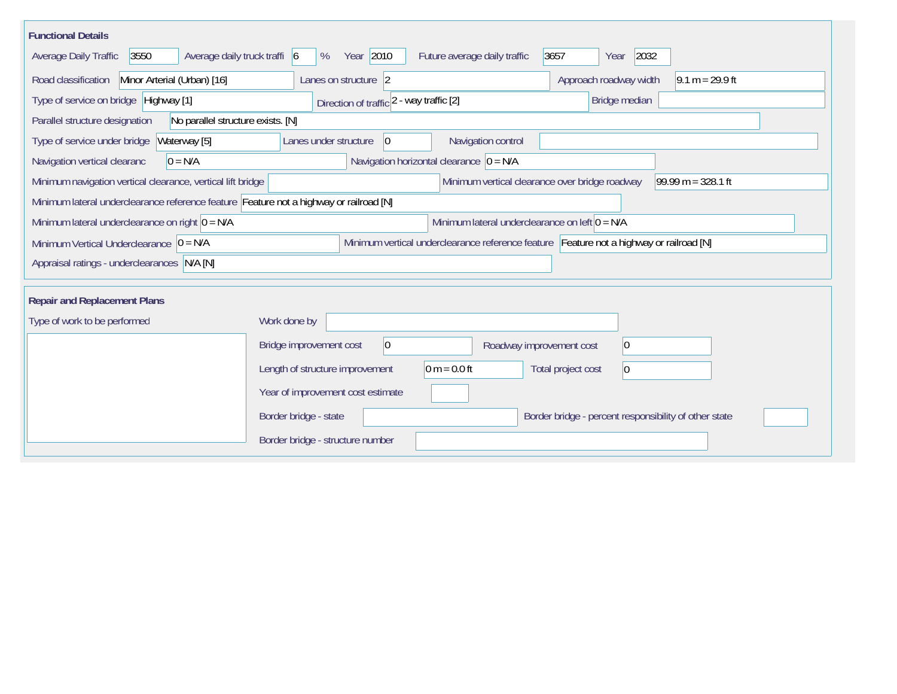## Functional Details

Average Daily Traffic: 3550
Average daily truck traffi: 6 %
Year: 2010
Future average daily traffic: 3657
Year: 2032

Road classification: Minor Arterial (Urban) [16]
Lanes on structure: 2
Approach roadway width: 9.1 m = 29.9 ft

Type of service on bridge: Highway [1]
Direction of traffic: 2 - way traffic [2]
Bridge median:

Parallel structure designation: No parallel structure exists. [N]

Type of service under bridge: Waterway [5]
Lanes under structure: 0
Navigation control:

Navigation vertical clearanc: 0 = N/A
Navigation horizontal clearance: 0 = N/A

Minimum navigation vertical clearance, vertical lift bridge:
Minimum vertical clearance over bridge roadway: 99.99 m = 328.1 ft

Minimum lateral underclearance reference feature: Feature not a highway or railroad [N]

Minimum lateral underclearance on right: 0 = N/A
Minimum lateral underclearance on left: 0 = N/A

Minimum Vertical Underclearance: 0 = N/A
Minimum vertical underclearance reference feature: Feature not a highway or railroad [N]

Appraisal ratings - underclearances: N/A [N]

## Repair and Replacement Plans

Type of work to be performed:

Work done by:

Bridge improvement cost: 0
Roadway improvement cost: 0

Length of structure improvement: 0 m = 0.0 ft
Total project cost: 0

Year of improvement cost estimate:

Border bridge - state:
Border bridge - percent responsibility of other state:

Border bridge - structure number: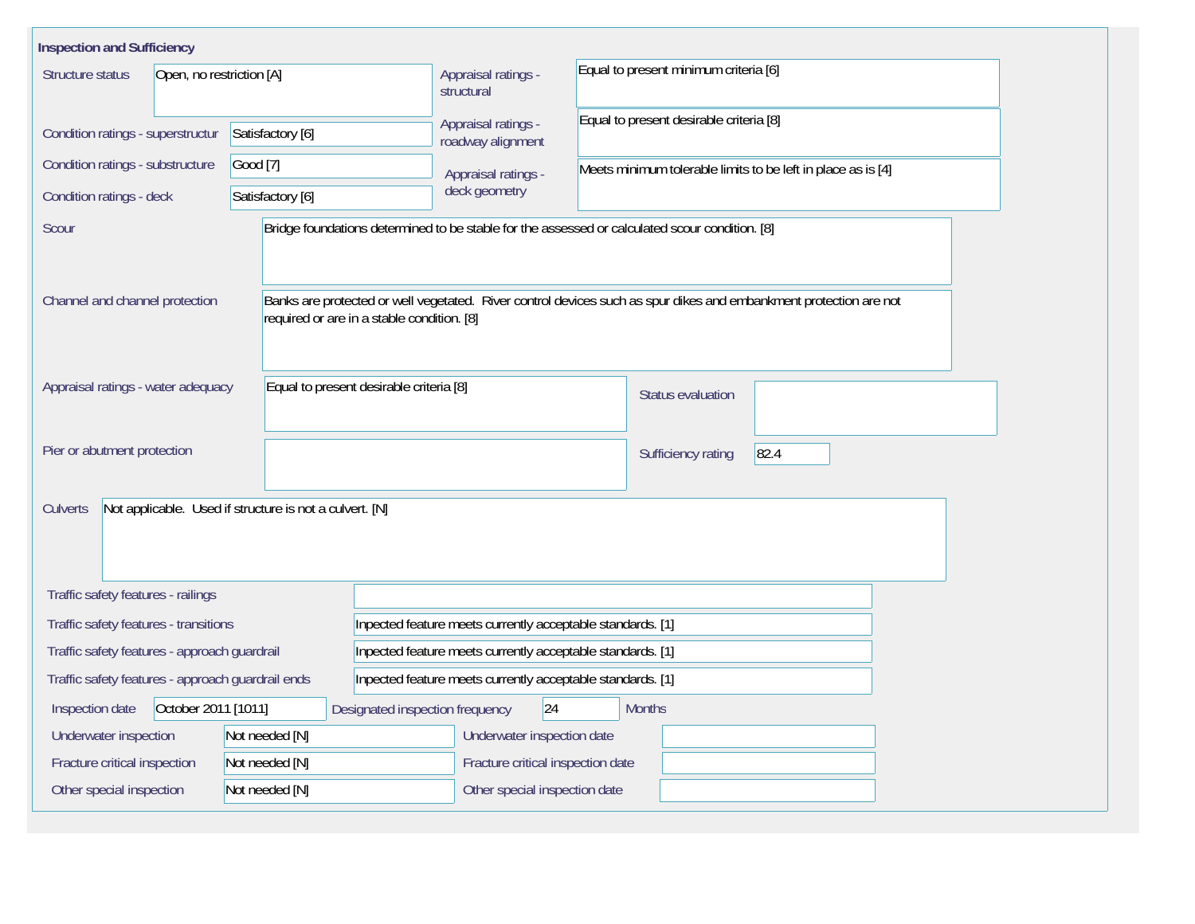## Inspection and Sufficiency

| Field | Value |
|---|---|
| Structure status | Open, no restriction [A] |
| Condition ratings - superstructur | Satisfactory [6] |
| Condition ratings - substructure | Good [7] |
| Condition ratings - deck | Satisfactory [6] |
| Appraisal ratings - structural | Equal to present minimum criteria [6] |
| Appraisal ratings - roadway alignment | Equal to present desirable criteria [8] |
| Appraisal ratings - deck geometry | Meets minimum tolerable limits to be left in place as is [4] |
| Scour | Bridge foundations determined to be stable for the assessed or calculated scour condition. [8] |
| Channel and channel protection | Banks are protected or well vegetated. River control devices such as spur dikes and embankment protection are not required or are in a stable condition. [8] |
| Appraisal ratings - water adequacy | Equal to present desirable criteria [8] |
| Status evaluation | |
| Pier or abutment protection | |
| Sufficiency rating | 82.4 |
| Culverts | Not applicable. Used if structure is not a culvert. [N] |
| Traffic safety features - railings | |
| Traffic safety features - transitions | Inpected feature meets currently acceptable standards. [1] |
| Traffic safety features - approach guardrail | Inpected feature meets currently acceptable standards. [1] |
| Traffic safety features - approach guardrail ends | Inpected feature meets currently acceptable standards. [1] |
| Inspection date | October 2011 [1011] |
| Designated inspection frequency | 24 Months |
| Underwater inspection | Not needed [N] |
| Underwater inspection date | |
| Fracture critical inspection | Not needed [N] |
| Fracture critical inspection date | |
| Other special inspection | Not needed [N] |
| Other special inspection date | |